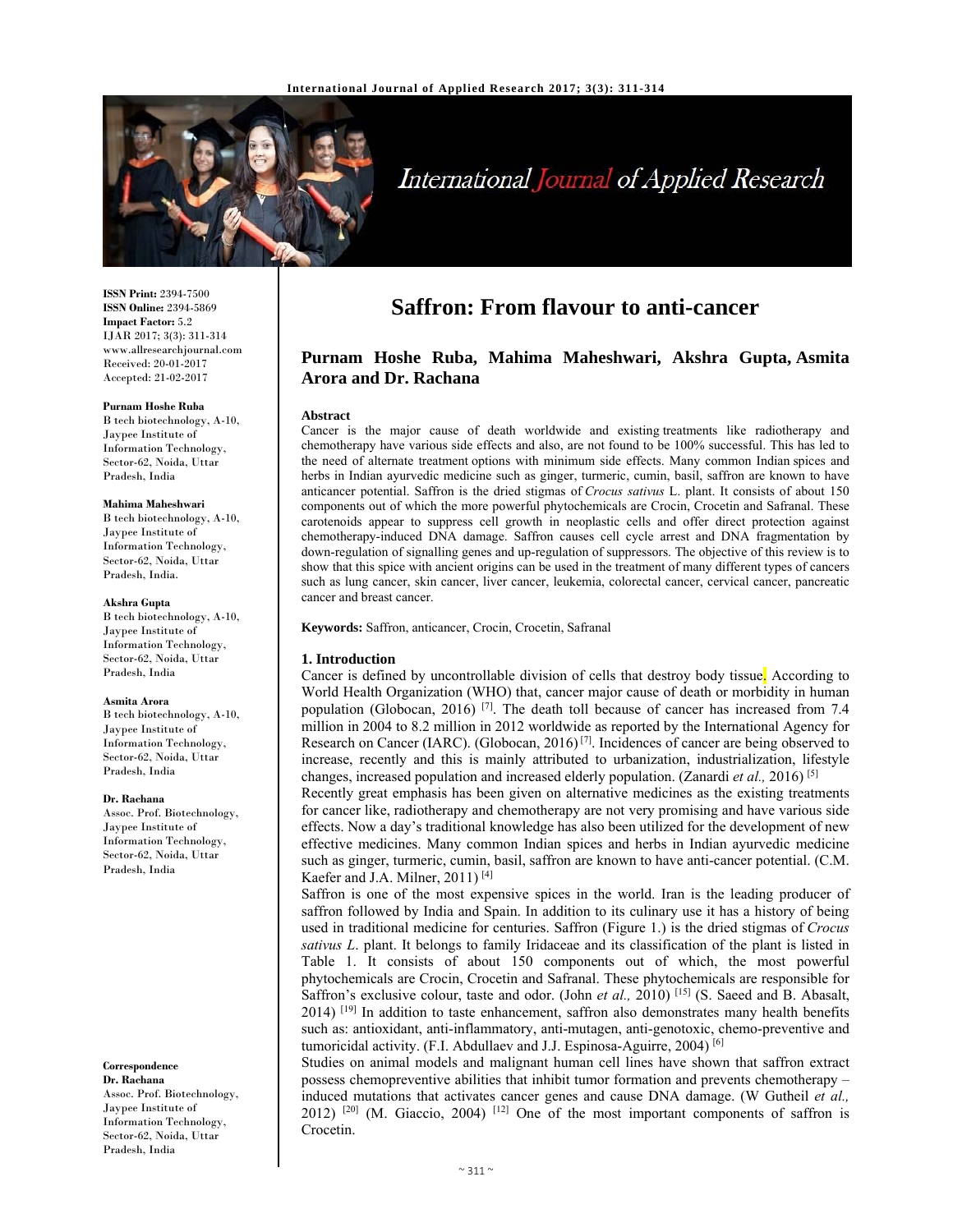# Saffron: From flavour to anti-cancer

**Purnam Hoshe Ruba, Mahima Maheshwari, Akshra Gupta, Asmita Arora and Dr. Rachana**

**ISSN Print:** 2394-7500
**ISSN Online:** 2394-5869
**Impact Factor:** 5.2
IJAR 2017; 3(3): 311-314
www.allresearchjournal.com
Received: 20-01-2017
Accepted: 21-02-2017

**Purnam Hoshe Ruba**
B tech biotechnology, A-10, Jaypee Institute of Information Technology, Sector-62, Noida, Uttar Pradesh, India

**Mahima Maheshwari**
B tech biotechnology, A-10, Jaypee Institute of Information Technology, Sector-62, Noida, Uttar Pradesh, India.

**Akshra Gupta**
B tech biotechnology, A-10, Jaypee Institute of Information Technology, Sector-62, Noida, Uttar Pradesh, India

**Asmita Arora**
B tech biotechnology, A-10, Jaypee Institute of Information Technology, Sector-62, Noida, Uttar Pradesh, India

**Dr. Rachana**
Assoc. Prof. Biotechnology, Jaypee Institute of Information Technology, Sector-62, Noida, Uttar Pradesh, India

**Correspondence**
**Dr. Rachana**
Assoc. Prof. Biotechnology, Jaypee Institute of Information Technology, Sector-62, Noida, Uttar Pradesh, India

## Abstract

Cancer is the major cause of death worldwide and existing treatments like radiotherapy and chemotherapy have various side effects and also, are not found to be 100% successful. This has led to the need of alternate treatment options with minimum side effects. Many common Indian spices and herbs in Indian ayurvedic medicine such as ginger, turmeric, cumin, basil, saffron are known to have anticancer potential. Saffron is the dried stigmas of *Crocus sativus* L. plant. It consists of about 150 components out of which the more powerful phytochemicals are Crocin, Crocetin and Safranal. These carotenoids appear to suppress cell growth in neoplastic cells and offer direct protection against chemotherapy-induced DNA damage. Saffron causes cell cycle arrest and DNA fragmentation by down-regulation of signalling genes and up-regulation of suppressors. The objective of this review is to show that this spice with ancient origins can be used in the treatment of many different types of cancers such as lung cancer, skin cancer, liver cancer, leukemia, colorectal cancer, cervical cancer, pancreatic cancer and breast cancer.

**Keywords:** Saffron, anticancer, Crocin, Crocetin, Safranal

## 1. Introduction

Cancer is defined by uncontrollable division of cells that destroy body tissue. According to World Health Organization (WHO) that, cancer major cause of death or morbidity in human population (Globocan, 2016) [7]. The death toll because of cancer has increased from 7.4 million in 2004 to 8.2 million in 2012 worldwide as reported by the International Agency for Research on Cancer (IARC). (Globocan, 2016) [7]. Incidences of cancer are being observed to increase, recently and this is mainly attributed to urbanization, industrialization, lifestyle changes, increased population and increased elderly population. (Zanardi *et al.,* 2016) [5]

Recently great emphasis has been given on alternative medicines as the existing treatments for cancer like, radiotherapy and chemotherapy are not very promising and have various side effects. Now a day's traditional knowledge has also been utilized for the development of new effective medicines. Many common Indian spices and herbs in Indian ayurvedic medicine such as ginger, turmeric, cumin, basil, saffron are known to have anti-cancer potential. (C.M. Kaefer and J.A. Milner, 2011) [4]

Saffron is one of the most expensive spices in the world. Iran is the leading producer of saffron followed by India and Spain. In addition to its culinary use it has a history of being used in traditional medicine for centuries. Saffron (Figure 1.) is the dried stigmas of *Crocus sativus L*. plant. It belongs to family Iridaceae and its classification of the plant is listed in Table 1. It consists of about 150 components out of which, the most powerful phytochemicals are Crocin, Crocetin and Safranal. These phytochemicals are responsible for Saffron's exclusive colour, taste and odor. (John *et al.,* 2010) [15] (S. Saeed and B. Abasalt, 2014) [19] In addition to taste enhancement, saffron also demonstrates many health benefits such as: antioxidant, anti-inflammatory, anti-mutagen, anti-genotoxic, chemo-preventive and tumoricidal activity. (F.I. Abdullaev and J.J. Espinosa-Aguirre, 2004) [6]

Studies on animal models and malignant human cell lines have shown that saffron extract possess chemopreventive abilities that inhibit tumor formation and prevents chemotherapy – induced mutations that activates cancer genes and cause DNA damage. (W Gutheil *et al.,* 2012) [20] (M. Giaccio, 2004) [12] One of the most important components of saffron is Crocetin.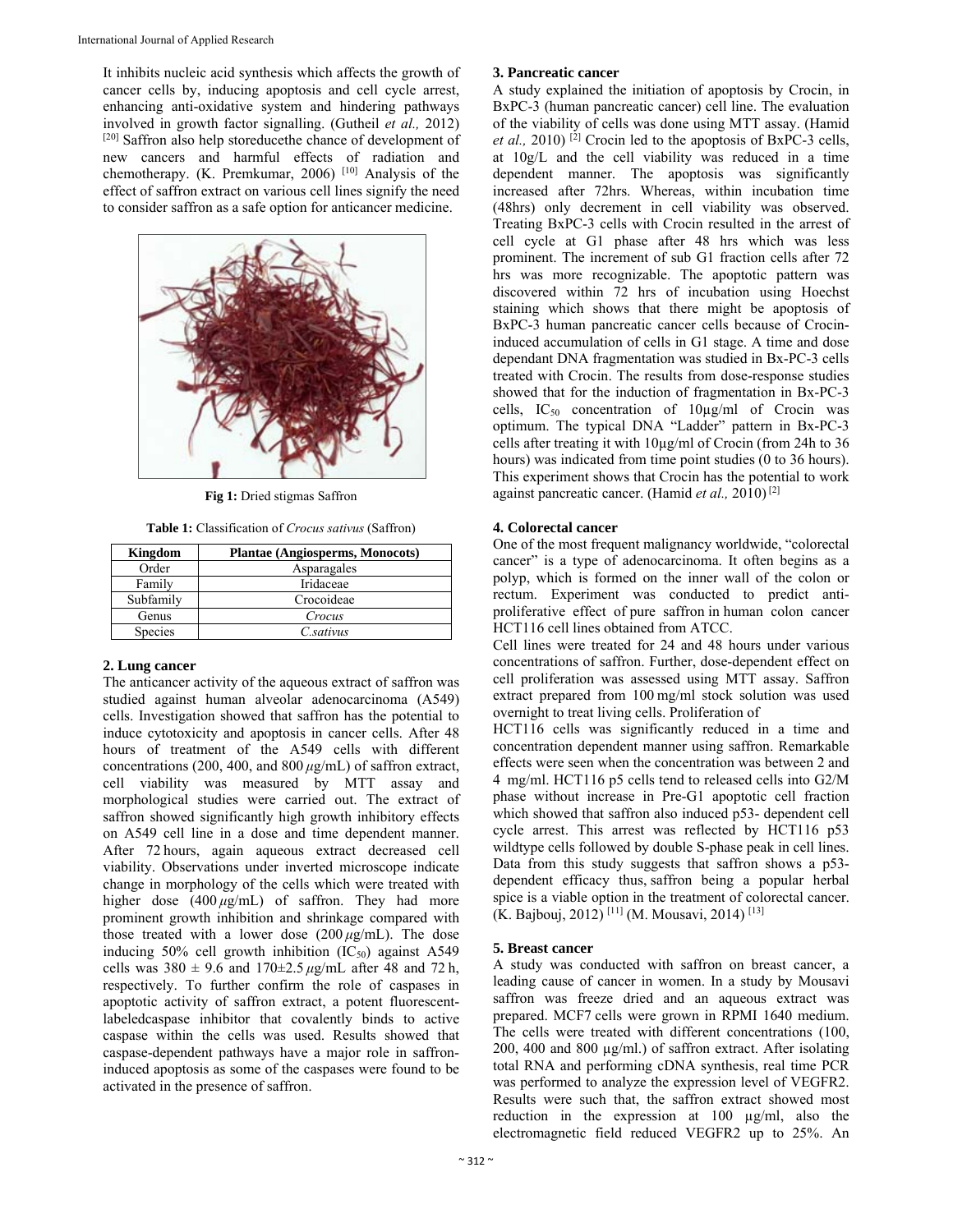It inhibits nucleic acid synthesis which affects the growth of cancer cells by, inducing apoptosis and cell cycle arrest, enhancing anti-oxidative system and hindering pathways involved in growth factor signalling. (Gutheil *et al.,* 2012) [20] Saffron also help storeducethe chance of development of new cancers and harmful effects of radiation and chemotherapy. (K. Premkumar, 2006) [10] Analysis of the effect of saffron extract on various cell lines signify the need to consider saffron as a safe option for anticancer medicine.

**Fig 1:** Dried stigmas Saffron

**Table 1:** Classification of *Crocus sativus* (Saffron)

| Kingdom | Plantae (Angiosperms, Monocots) |
|---|---|
| Order | Asparagales |
| Family | Iridaceae |
| Subfamily | Crocoideae |
| Genus | *Crocus* |
| Species | *C.sativus* |

## 2. Lung cancer

The anticancer activity of the aqueous extract of saffron was studied against human alveolar adenocarcinoma (A549) cells. Investigation showed that saffron has the potential to induce cytotoxicity and apoptosis in cancer cells. After 48 hours of treatment of the A549 cells with different concentrations (200, 400, and 800 $\mu$g/mL) of saffron extract, cell viability was measured by MTT assay and morphological studies were carried out. The extract of saffron showed significantly high growth inhibitory effects on A549 cell line in a dose and time dependent manner. After 72 hours, again aqueous extract decreased cell viability. Observations under inverted microscope indicate change in morphology of the cells which were treated with higher dose (400 $\mu$g/mL) of saffron. They had more prominent growth inhibition and shrinkage compared with those treated with a lower dose (200 $\mu$g/mL). The dose inducing 50% cell growth inhibition ($IC_{50}$) against A549 cells was 380 ± 9.6 and 170±2.5 $\mu$g/mL after 48 and 72 h, respectively. To further confirm the role of caspases in apoptotic activity of saffron extract, a potent fluorescent-labeledcaspase inhibitor that covalently binds to active caspase within the cells was used. Results showed that caspase-dependent pathways have a major role in saffron-induced apoptosis as some of the caspases were found to be activated in the presence of saffron.

## 3. Pancreatic cancer

A study explained the initiation of apoptosis by Crocin, in BxPC-3 (human pancreatic cancer) cell line. The evaluation of the viability of cells was done using MTT assay. (Hamid *et al.,* 2010) [2] Crocin led to the apoptosis of BxPC-3 cells, at 10g/L and the cell viability was reduced in a time dependent manner. The apoptosis was significantly increased after 72hrs. Whereas, within incubation time (48hrs) only decrement in cell viability was observed. Treating BxPC-3 cells with Crocin resulted in the arrest of cell cycle at G1 phase after 48 hrs which was less prominent. The increment of sub G1 fraction cells after 72 hrs was more recognizable. The apoptotic pattern was discovered within 72 hrs of incubation using Hoechst staining which shows that there might be apoptosis of BxPC-3 human pancreatic cancer cells because of Crocin-induced accumulation of cells in G1 stage. A time and dose dependant DNA fragmentation was studied in Bx-PC-3 cells treated with Crocin. The results from dose-response studies showed that for the induction of fragmentation in Bx-PC-3 cells, $IC_{50}$ concentration of 10µg/ml of Crocin was optimum. The typical DNA "Ladder" pattern in Bx-PC-3 cells after treating it with 10µg/ml of Crocin (from 24h to 36 hours) was indicated from time point studies (0 to 36 hours). This experiment shows that Crocin has the potential to work against pancreatic cancer. (Hamid *et al.,* 2010) [2]

## 4. Colorectal cancer

One of the most frequent malignancy worldwide, "colorectal cancer" is a type of adenocarcinoma. It often begins as a polyp, which is formed on the inner wall of the colon or rectum. Experiment was conducted to predict anti-proliferative effect of pure saffron in human colon cancer HCT116 cell lines obtained from ATCC.

Cell lines were treated for 24 and 48 hours under various concentrations of saffron. Further, dose-dependent effect on cell proliferation was assessed using MTT assay. Saffron extract prepared from 100 mg/ml stock solution was used overnight to treat living cells. Proliferation of HCT116 cells was significantly reduced in a time and concentration dependent manner using saffron. Remarkable effects were seen when the concentration was between 2 and 4 mg/ml. HCT116 p5 cells tend to released cells into G2/M phase without increase in Pre-G1 apoptotic cell fraction which showed that saffron also induced p53- dependent cell cycle arrest. This arrest was reflected by HCT116 p53 wildtype cells followed by double S-phase peak in cell lines. Data from this study suggests that saffron shows a p53-dependent efficacy thus, saffron being a popular herbal spice is a viable option in the treatment of colorectal cancer. (K. Bajbouj, 2012) [11] (M. Mousavi, 2014) [13]

## 5. Breast cancer

A study was conducted with saffron on breast cancer, a leading cause of cancer in women. In a study by Mousavi saffron was freeze dried and an aqueous extract was prepared. MCF7 cells were grown in RPMI 1640 medium. The cells were treated with different concentrations (100, 200, 400 and 800 µg/ml.) of saffron extract. After isolating total RNA and performing cDNA synthesis, real time PCR was performed to analyze the expression level of VEGFR2. Results were such that, the saffron extract showed most reduction in the expression at 100 µg/ml, also the electromagnetic field reduced VEGFR2 up to 25%. An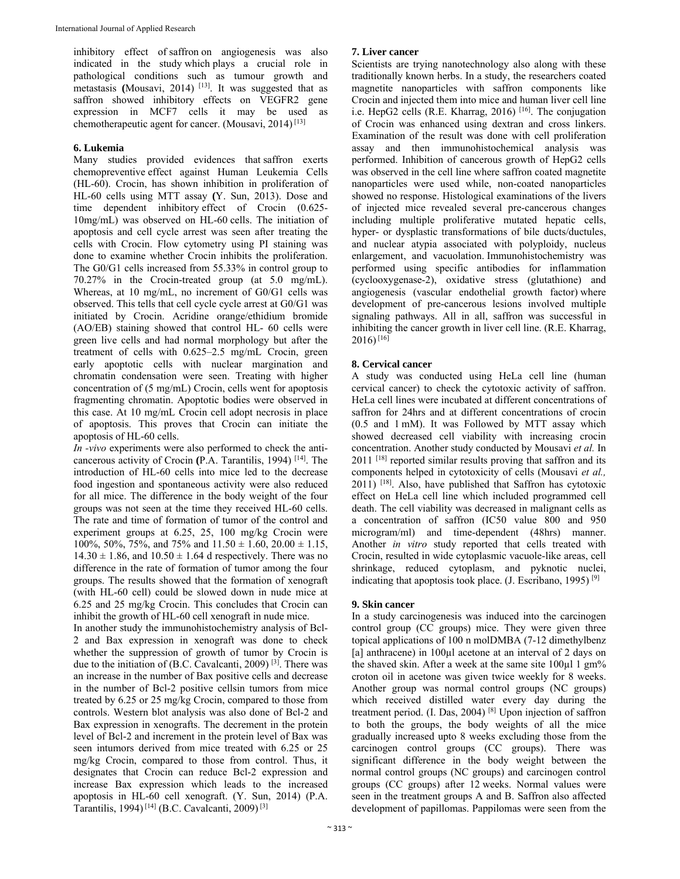inhibitory effect of saffron on angiogenesis was also indicated in the study which plays a crucial role in pathological conditions such as tumour growth and metastasis **(**Mousavi, 2014) [13]. It was suggested that as saffron showed inhibitory effects on VEGFR2 gene expression in MCF7 cells it may be used as chemotherapeutic agent for cancer. (Mousavi, 2014) [13]

## 6. Lukemia

Many studies provided evidences that saffron exerts chemopreventive effect against Human Leukemia Cells (HL-60). Crocin, has shown inhibition in proliferation of HL-60 cells using MTT assay **(**Y. Sun, 2013). Dose and time dependent inhibitory effect of Crocin (0.625-10mg/mL) was observed on HL-60 cells. The initiation of apoptosis and cell cycle arrest was seen after treating the cells with Crocin. Flow cytometry using PI staining was done to examine whether Crocin inhibits the proliferation. The G0/G1 cells increased from 55.33% in control group to 70.27% in the Crocin-treated group (at 5.0 mg/mL). Whereas, at 10 mg/mL, no increment of G0/G1 cells was observed. This tells that cell cycle cycle arrest at G0/G1 was initiated by Crocin. Acridine orange/ethidium bromide (AO/EB) staining showed that control HL- 60 cells were green live cells and had normal morphology but after the treatment of cells with 0.625–2.5 mg/mL Crocin, green early apoptotic cells with nuclear margination and chromatin condensation were seen. Treating with higher concentration of (5 mg/mL) Crocin, cells went for apoptosis fragmenting chromatin. Apoptotic bodies were observed in this case. At 10 mg/mL Crocin cell adopt necrosis in place of apoptosis. This proves that Crocin can initiate the apoptosis of HL-60 cells.

*In -vivo* experiments were also performed to check the anti-cancerous activity of Crocin **(**P.A. Tarantilis, 1994) [14]. The introduction of HL-60 cells into mice led to the decrease food ingestion and spontaneous activity were also reduced for all mice. The difference in the body weight of the four groups was not seen at the time they received HL-60 cells. The rate and time of formation of tumor of the control and experiment groups at 6.25, 25, 100 mg/kg Crocin were 100%, 50%, 75%, and 75% and $11.50 \pm 1.60$, $20.00 \pm 1.15$, $14.30 \pm 1.86$, and $10.50 \pm 1.64$ d respectively. There was no difference in the rate of formation of tumor among the four groups. The results showed that the formation of xenograft (with HL-60 cell) could be slowed down in nude mice at 6.25 and 25 mg/kg Crocin. This concludes that Crocin can inhibit the growth of HL-60 cell xenograft in nude mice.

In another study the immunohistochemistry analysis of Bcl-2 and Bax expression in xenograft was done to check whether the suppression of growth of tumor by Crocin is due to the initiation of (B.C. Cavalcanti, 2009) [3]. There was an increase in the number of Bax positive cells and decrease in the number of Bcl-2 positive cellsin tumors from mice treated by 6.25 or 25 mg/kg Crocin, compared to those from controls. Western blot analysis was also done of Bcl-2 and Bax expression in xenografts. The decrement in the protein level of Bcl-2 and increment in the protein level of Bax was seen intumors derived from mice treated with 6.25 or 25 mg/kg Crocin, compared to those from control. Thus, it designates that Crocin can reduce Bcl-2 expression and increase Bax expression which leads to the increased apoptosis in HL-60 cell xenograft. (Y. Sun, 2014) (P.A. Tarantilis, 1994) [14] (B.C. Cavalcanti, 2009) [3]

## 7. Liver cancer

Scientists are trying nanotechnology also along with these traditionally known herbs. In a study, the researchers coated magnetite nanoparticles with saffron components like Crocin and injected them into mice and human liver cell line i.e. HepG2 cells (R.E. Kharrag, 2016) [16]. The conjugation of Crocin was enhanced using dextran and cross linkers. Examination of the result was done with cell proliferation assay and then immunohistochemical analysis was performed. Inhibition of cancerous growth of HepG2 cells was observed in the cell line where saffron coated magnetite nanoparticles were used while, non-coated nanoparticles showed no response. Histological examinations of the livers of injected mice revealed several pre-cancerous changes including multiple proliferative mutated hepatic cells, hyper- or dysplastic transformations of bile ducts/ductules, and nuclear atypia associated with polyploidy, nucleus enlargement, and vacuolation. Immunohistochemistry was performed using specific antibodies for inflammation (cyclooxygenase-2), oxidative stress (glutathione) and angiogenesis (vascular endothelial growth factor) where development of pre-cancerous lesions involved multiple signaling pathways. All in all, saffron was successful in inhibiting the cancer growth in liver cell line. (R.E. Kharrag, 2016) [16]

## 8. Cervical cancer

A study was conducted using HeLa cell line (human cervical cancer) to check the cytotoxic activity of saffron. HeLa cell lines were incubated at different concentrations of saffron for 24hrs and at different concentrations of crocin (0.5 and 1 mM). It was Followed by MTT assay which showed decreased cell viability with increasing crocin concentration. Another study conducted by Mousavi *et al.* In 2011 [18] reported similar results proving that saffron and its components helped in cytotoxicity of cells (Mousavi *et al.,* 2011) [18]. Also, have published that Saffron has cytotoxic effect on HeLa cell line which included programmed cell death. The cell viability was decreased in malignant cells as a concentration of saffron (IC50 value 800 and 950 microgram/ml) and time-dependent (48hrs) manner. Another *in vitro* study reported that cells treated with Crocin, resulted in wide cytoplasmic vacuole-like areas, cell shrinkage, reduced cytoplasm, and pyknotic nuclei, indicating that apoptosis took place. (J. Escribano, 1995) [9]

## 9. Skin cancer

In a study carcinogenesis was induced into the carcinogen control group (CC groups) mice. They were given three topical applications of 100 n molDMBA (7-12 dimethylbenz [a] anthracene) in 100µl acetone at an interval of 2 days on the shaved skin. After a week at the same site 100µl 1 gm% croton oil in acetone was given twice weekly for 8 weeks. Another group was normal control groups (NC groups) which received distilled water every day during the treatment period. (I. Das, 2004) [8] Upon injection of saffron to both the groups, the body weights of all the mice gradually increased upto 8 weeks excluding those from the carcinogen control groups (CC groups). There was significant difference in the body weight between the normal control groups (NC groups) and carcinogen control groups (CC groups) after 12 weeks. Normal values were seen in the treatment groups A and B. Saffron also affected development of papillomas. Pappilomas were seen from the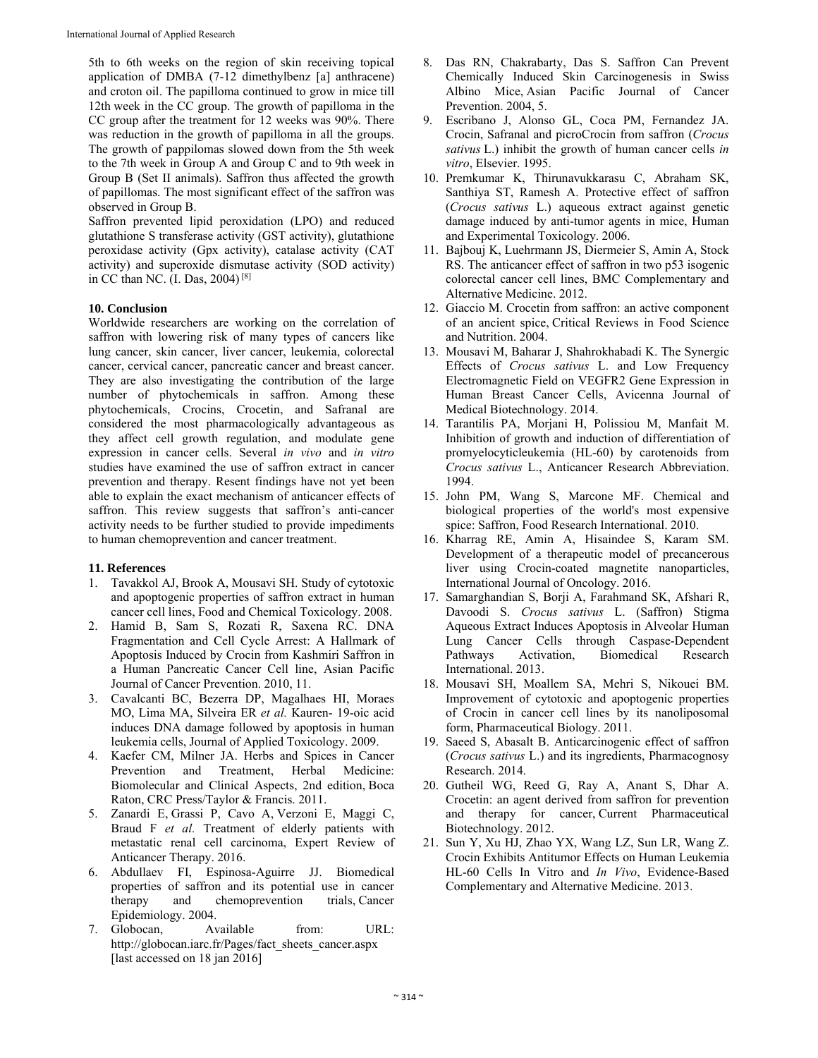5th to 6th weeks on the region of skin receiving topical application of DMBA (7-12 dimethylbenz [a] anthracene) and croton oil. The papilloma continued to grow in mice till 12th week in the CC group. The growth of papilloma in the CC group after the treatment for 12 weeks was 90%. There was reduction in the growth of papilloma in all the groups. The growth of pappilomas slowed down from the 5th week to the 7th week in Group A and Group C and to 9th week in Group B (Set II animals). Saffron thus affected the growth of papillomas. The most significant effect of the saffron was observed in Group B.

Saffron prevented lipid peroxidation (LPO) and reduced glutathione S transferase activity (GST activity), glutathione peroxidase activity (Gpx activity), catalase activity (CAT activity) and superoxide dismutase activity (SOD activity) in CC than NC. (I. Das, 2004) [8]

## 10. Conclusion

Worldwide researchers are working on the correlation of saffron with lowering risk of many types of cancers like lung cancer, skin cancer, liver cancer, leukemia, colorectal cancer, cervical cancer, pancreatic cancer and breast cancer. They are also investigating the contribution of the large number of phytochemicals in saffron. Among these phytochemicals, Crocins, Crocetin, and Safranal are considered the most pharmacologically advantageous as they affect cell growth regulation, and modulate gene expression in cancer cells. Several *in vivo* and *in vitro* studies have examined the use of saffron extract in cancer prevention and therapy. Resent findings have not yet been able to explain the exact mechanism of anticancer effects of saffron. This review suggests that saffron's anti-cancer activity needs to be further studied to provide impediments to human chemoprevention and cancer treatment.

## 11. References

1. Tavakkol AJ, Brook A, Mousavi SH. Study of cytotoxic and apoptogenic properties of saffron extract in human cancer cell lines, Food and Chemical Toxicology. 2008.
2. Hamid B, Sam S, Rozati R, Saxena RC. DNA Fragmentation and Cell Cycle Arrest: A Hallmark of Apoptosis Induced by Crocin from Kashmiri Saffron in a Human Pancreatic Cancer Cell line, Asian Pacific Journal of Cancer Prevention. 2010, 11.
3. Cavalcanti BC, Bezerra DP, Magalhaes HI, Moraes MO, Lima MA, Silveira ER *et al.* Kauren- 19-oic acid induces DNA damage followed by apoptosis in human leukemia cells, Journal of Applied Toxicology. 2009.
4. Kaefer CM, Milner JA. Herbs and Spices in Cancer Prevention and Treatment, Herbal Medicine: Biomolecular and Clinical Aspects, 2nd edition, Boca Raton, CRC Press/Taylor & Francis. 2011.
5. Zanardi E, Grassi P, Cavo A, Verzoni E, Maggi C, Braud F *et al.* Treatment of elderly patients with metastatic renal cell carcinoma, Expert Review of Anticancer Therapy. 2016.
6. Abdullaev FI, Espinosa-Aguirre JJ. Biomedical properties of saffron and its potential use in cancer therapy and chemoprevention trials, Cancer Epidemiology. 2004.
7. Globocan, Available from: URL: http://globocan.iarc.fr/Pages/fact_sheets_cancer.aspx [last accessed on 18 jan 2016]
8. Das RN, Chakrabarty, Das S. Saffron Can Prevent Chemically Induced Skin Carcinogenesis in Swiss Albino Mice, Asian Pacific Journal of Cancer Prevention. 2004, 5.
9. Escribano J, Alonso GL, Coca PM, Fernandez JA. Crocin, Safranal and picroCrocin from saffron (*Crocus sativus* L.) inhibit the growth of human cancer cells *in vitro*, Elsevier. 1995.
10. Premkumar K, Thirunavukkarasu C, Abraham SK, Santhiya ST, Ramesh A. Protective effect of saffron (*Crocus sativus* L.) aqueous extract against genetic damage induced by anti-tumor agents in mice, Human and Experimental Toxicology. 2006.
11. Bajbouj K, Luehrmann JS, Diermeier S, Amin A, Stock RS. The anticancer effect of saffron in two p53 isogenic colorectal cancer cell lines, BMC Complementary and Alternative Medicine. 2012.
12. Giaccio M. Crocetin from saffron: an active component of an ancient spice, Critical Reviews in Food Science and Nutrition. 2004.
13. Mousavi M, Baharar J, Shahrokhabadi K. The Synergic Effects of *Crocus sativus* L. and Low Frequency Electromagnetic Field on VEGFR2 Gene Expression in Human Breast Cancer Cells, Avicenna Journal of Medical Biotechnology. 2014.
14. Tarantilis PA, Morjani H, Polissiou M, Manfait M. Inhibition of growth and induction of differentiation of promyelocyticleukemia (HL-60) by carotenoids from *Crocus sativus* L., Anticancer Research Abbreviation. 1994.
15. John PM, Wang S, Marcone MF. Chemical and biological properties of the world's most expensive spice: Saffron, Food Research International. 2010.
16. Kharrag RE, Amin A, Hisaindee S, Karam SM. Development of a therapeutic model of precancerous liver using Crocin-coated magnetite nanoparticles, International Journal of Oncology. 2016.
17. Samarghandian S, Borji A, Farahmand SK, Afshari R, Davoodi S. *Crocus sativus* L. (Saffron) Stigma Aqueous Extract Induces Apoptosis in Alveolar Human Lung Cancer Cells through Caspase-Dependent Pathways Activation, Biomedical Research International. 2013.
18. Mousavi SH, Moallem SA, Mehri S, Nikouei BM. Improvement of cytotoxic and apoptogenic properties of Crocin in cancer cell lines by its nanoliposomal form, Pharmaceutical Biology. 2011.
19. Saeed S, Abasalt B. Anticarcinogenic effect of saffron (*Crocus sativus* L.) and its ingredients, Pharmacognosy Research. 2014.
20. Gutheil WG, Reed G, Ray A, Anant S, Dhar A. Crocetin: an agent derived from saffron for prevention and therapy for cancer, Current Pharmaceutical Biotechnology. 2012.
21. Sun Y, Xu HJ, Zhao YX, Wang LZ, Sun LR, Wang Z. Crocin Exhibits Antitumor Effects on Human Leukemia HL-60 Cells In Vitro and *In Vivo*, Evidence-Based Complementary and Alternative Medicine. 2013.